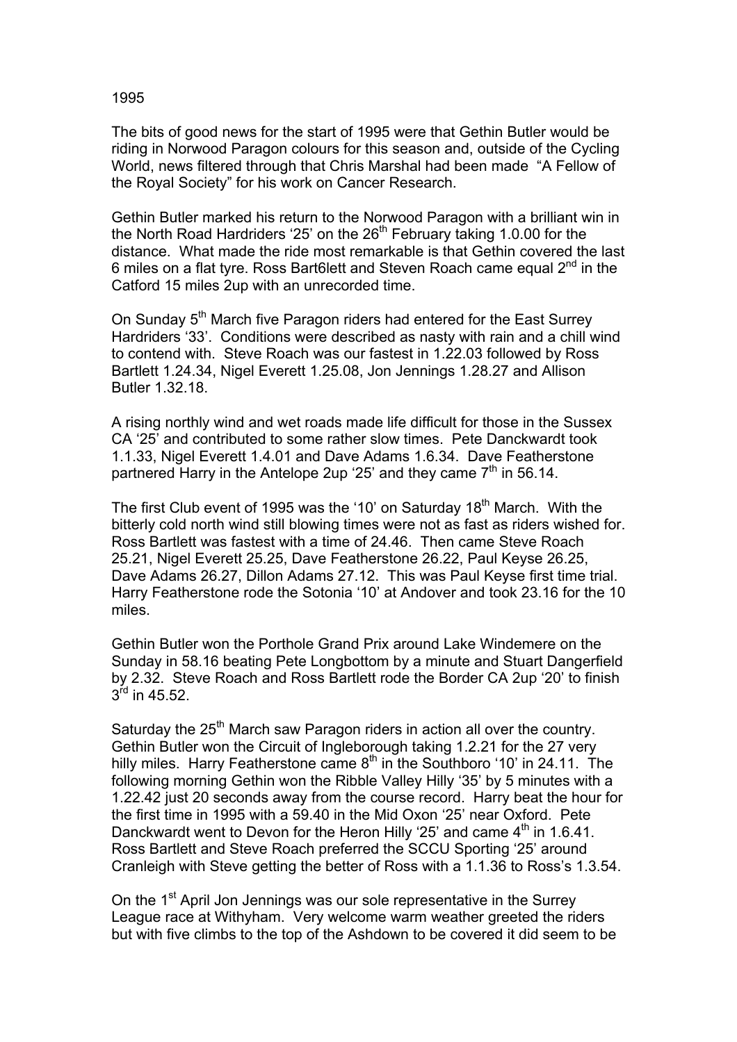# 1995

The bits of good news for the start of 1995 were that Gethin Butler would be riding in Norwood Paragon colours for this season and, outside of the Cycling World, news filtered through that Chris Marshal had been made "A Fellow of the Royal Society" for his work on Cancer Research.

Gethin Butler marked his return to the Norwood Paragon with a brilliant win in the North Road Hardriders '25' on the 26th February taking 1.0.00 for the distance. What made the ride most remarkable is that Gethin covered the last 6 miles on a flat tyre. Ross Bart6lett and Steven Roach came equal 2nd in the Catford 15 miles 2up with an unrecorded time.

On Sunday 5th March five Paragon riders had entered for the East Surrey Hardriders '33'. Conditions were described as nasty with rain and a chill wind to contend with. Steve Roach was our fastest in 1.22.03 followed by Ross Bartlett 1.24.34, Nigel Everett 1.25.08, Jon Jennings 1.28.27 and Allison Butler 1.32.18.

A rising northly wind and wet roads made life difficult for those in the Sussex CA '25' and contributed to some rather slow times. Pete Danckwardt took 1.1.33, Nigel Everett 1.4.01 and Dave Adams 1.6.34. Dave Featherstone partnered Harry in the Antelope 2up '25' and they came 7th in 56.14.

The first Club event of 1995 was the '10' on Saturday 18th March. With the bitterly cold north wind still blowing times were not as fast as riders wished for. Ross Bartlett was fastest with a time of 24.46. Then came Steve Roach 25.21, Nigel Everett 25.25, Dave Featherstone 26.22, Paul Keyse 26.25, Dave Adams 26.27, Dillon Adams 27.12. This was Paul Keyse first time trial. Harry Featherstone rode the Sotonia '10' at Andover and took 23.16 for the 10 miles.

Gethin Butler won the Porthole Grand Prix around Lake Windemere on the Sunday in 58.16 beating Pete Longbottom by a minute and Stuart Dangerfield by 2.32. Steve Roach and Ross Bartlett rode the Border CA 2up '20' to finish 3rd in 45.52.

Saturday the 25th March saw Paragon riders in action all over the country. Gethin Butler won the Circuit of Ingleborough taking 1.2.21 for the 27 very hilly miles. Harry Featherstone came 8th in the Southboro '10' in 24.11. The following morning Gethin won the Ribble Valley Hilly '35' by 5 minutes with a 1.22.42 just 20 seconds away from the course record. Harry beat the hour for the first time in 1995 with a 59.40 in the Mid Oxon '25' near Oxford. Pete Danckwardt went to Devon for the Heron Hilly '25' and came 4th in 1.6.41. Ross Bartlett and Steve Roach preferred the SCCU Sporting '25' around Cranleigh with Steve getting the better of Ross with a 1.1.36 to Ross's 1.3.54.

On the 1st April Jon Jennings was our sole representative in the Surrey League race at Withyham. Very welcome warm weather greeted the riders but with five climbs to the top of the Ashdown to be covered it did seem to be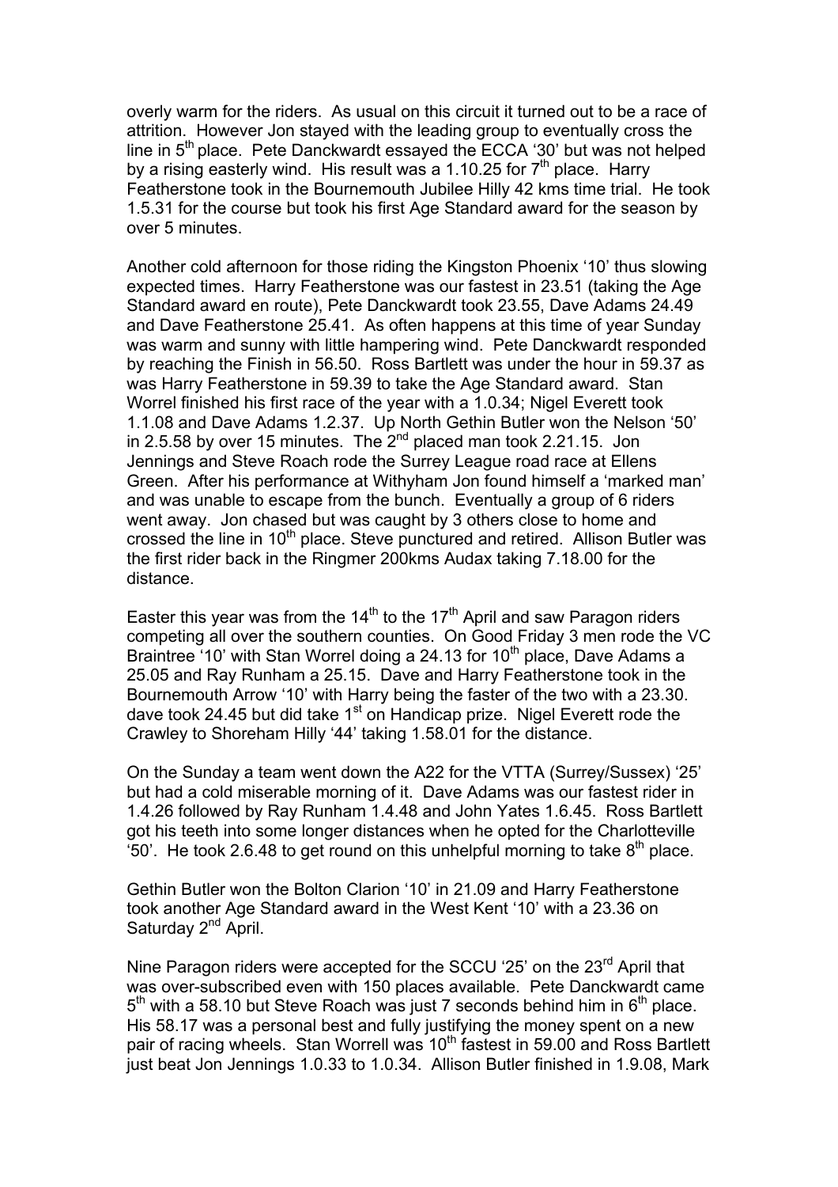overly warm for the riders. As usual on this circuit it turned out to be a race of attrition. However Jon stayed with the leading group to eventually cross the line in 5th place. Pete Danckwardt essayed the ECCA '30' but was not helped by a rising easterly wind. His result was a 1.10.25 for 7th place. Harry Featherstone took in the Bournemouth Jubilee Hilly 42 kms time trial. He took 1.5.31 for the course but took his first Age Standard award for the season by over 5 minutes.

Another cold afternoon for those riding the Kingston Phoenix '10' thus slowing expected times. Harry Featherstone was our fastest in 23.51 (taking the Age Standard award en route), Pete Danckwardt took 23.55, Dave Adams 24.49 and Dave Featherstone 25.41. As often happens at this time of year Sunday was warm and sunny with little hampering wind. Pete Danckwardt responded by reaching the Finish in 56.50. Ross Bartlett was under the hour in 59.37 as was Harry Featherstone in 59.39 to take the Age Standard award. Stan Worrel finished his first race of the year with a 1.0.34; Nigel Everett took 1.1.08 and Dave Adams 1.2.37. Up North Gethin Butler won the Nelson '50' in 2.5.58 by over 15 minutes. The 2nd placed man took 2.21.15. Jon Jennings and Steve Roach rode the Surrey League road race at Ellens Green. After his performance at Withyham Jon found himself a 'marked man' and was unable to escape from the bunch. Eventually a group of 6 riders went away. Jon chased but was caught by 3 others close to home and crossed the line in 10th place. Steve punctured and retired. Allison Butler was the first rider back in the Ringmer 200kms Audax taking 7.18.00 for the distance.

Easter this year was from the 14th to the 17th April and saw Paragon riders competing all over the southern counties. On Good Friday 3 men rode the VC Braintree '10' with Stan Worrel doing a 24.13 for 10th place, Dave Adams a 25.05 and Ray Runham a 25.15. Dave and Harry Featherstone took in the Bournemouth Arrow '10' with Harry being the faster of the two with a 23.30. dave took 24.45 but did take 1st on Handicap prize. Nigel Everett rode the Crawley to Shoreham Hilly '44' taking 1.58.01 for the distance.

On the Sunday a team went down the A22 for the VTTA (Surrey/Sussex) '25' but had a cold miserable morning of it. Dave Adams was our fastest rider in 1.4.26 followed by Ray Runham 1.4.48 and John Yates 1.6.45. Ross Bartlett got his teeth into some longer distances when he opted for the Charlotteville '50'. He took 2.6.48 to get round on this unhelpful morning to take 8th place.

Gethin Butler won the Bolton Clarion '10' in 21.09 and Harry Featherstone took another Age Standard award in the West Kent '10' with a 23.36 on Saturday 2nd April.

Nine Paragon riders were accepted for the SCCU '25' on the 23rd April that was over-subscribed even with 150 places available. Pete Danckwardt came 5th with a 58.10 but Steve Roach was just 7 seconds behind him in 6th place. His 58.17 was a personal best and fully justifying the money spent on a new pair of racing wheels. Stan Worrell was 10th fastest in 59.00 and Ross Bartlett just beat Jon Jennings 1.0.33 to 1.0.34. Allison Butler finished in 1.9.08, Mark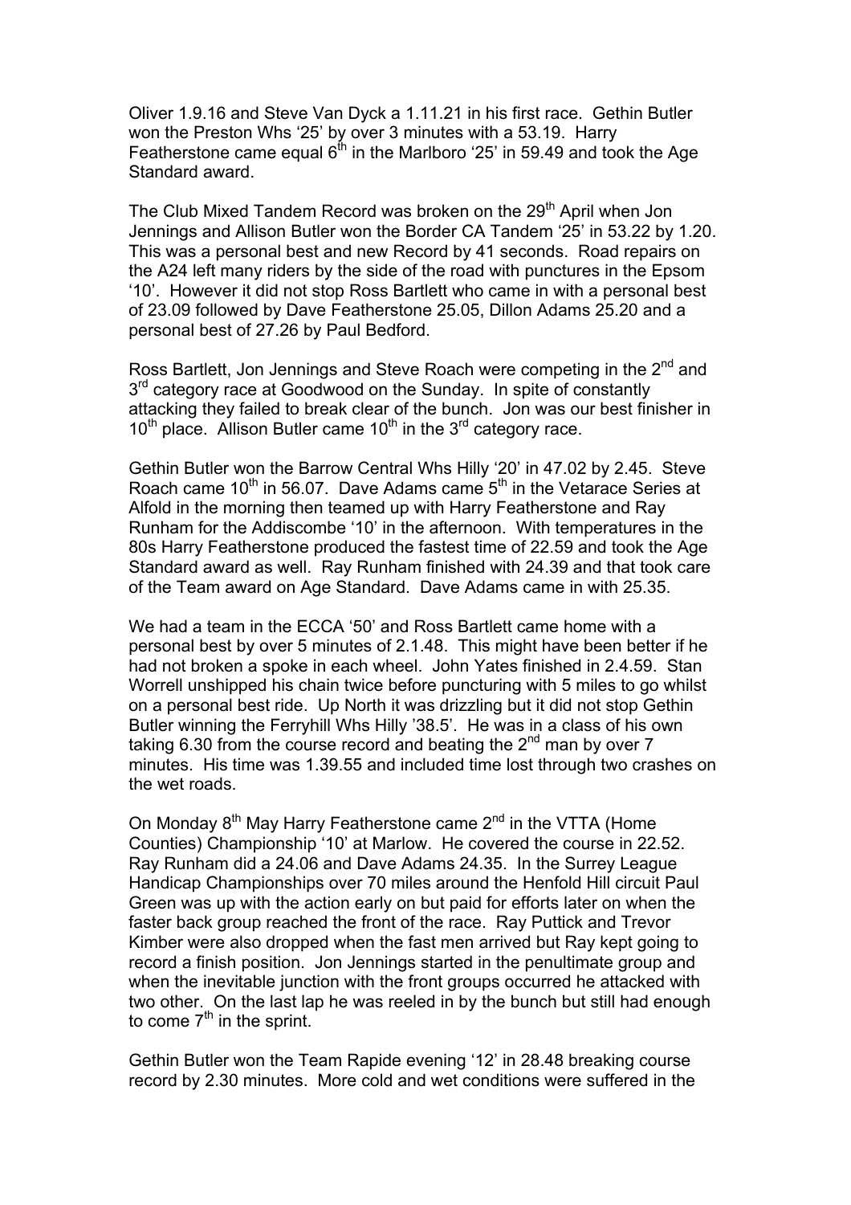Oliver 1.9.16 and Steve Van Dyck a 1.11.21 in his first race. Gethin Butler won the Preston Whs '25' by over 3 minutes with a 53.19. Harry Featherstone came equal 6th in the Marlboro '25' in 59.49 and took the Age Standard award.

The Club Mixed Tandem Record was broken on the 29th April when Jon Jennings and Allison Butler won the Border CA Tandem '25' in 53.22 by 1.20. This was a personal best and new Record by 41 seconds. Road repairs on the A24 left many riders by the side of the road with punctures in the Epsom '10'. However it did not stop Ross Bartlett who came in with a personal best of 23.09 followed by Dave Featherstone 25.05, Dillon Adams 25.20 and a personal best of 27.26 by Paul Bedford.

Ross Bartlett, Jon Jennings and Steve Roach were competing in the 2nd and 3rd category race at Goodwood on the Sunday. In spite of constantly attacking they failed to break clear of the bunch. Jon was our best finisher in 10th place. Allison Butler came 10th in the 3rd category race.

Gethin Butler won the Barrow Central Whs Hilly '20' in 47.02 by 2.45. Steve Roach came 10th in 56.07. Dave Adams came 5th in the Vetarace Series at Alfold in the morning then teamed up with Harry Featherstone and Ray Runham for the Addiscombe '10' in the afternoon. With temperatures in the 80s Harry Featherstone produced the fastest time of 22.59 and took the Age Standard award as well. Ray Runham finished with 24.39 and that took care of the Team award on Age Standard. Dave Adams came in with 25.35.

We had a team in the ECCA '50' and Ross Bartlett came home with a personal best by over 5 minutes of 2.1.48. This might have been better if he had not broken a spoke in each wheel. John Yates finished in 2.4.59. Stan Worrell unshipped his chain twice before puncturing with 5 miles to go whilst on a personal best ride. Up North it was drizzling but it did not stop Gethin Butler winning the Ferryhill Whs Hilly '38.5'. He was in a class of his own taking 6.30 from the course record and beating the 2nd man by over 7 minutes. His time was 1.39.55 and included time lost through two crashes on the wet roads.

On Monday 8th May Harry Featherstone came 2nd in the VTTA (Home Counties) Championship '10' at Marlow. He covered the course in 22.52. Ray Runham did a 24.06 and Dave Adams 24.35. In the Surrey League Handicap Championships over 70 miles around the Henfold Hill circuit Paul Green was up with the action early on but paid for efforts later on when the faster back group reached the front of the race. Ray Puttick and Trevor Kimber were also dropped when the fast men arrived but Ray kept going to record a finish position. Jon Jennings started in the penultimate group and when the inevitable junction with the front groups occurred he attacked with two other. On the last lap he was reeled in by the bunch but still had enough to come 7th in the sprint.

Gethin Butler won the Team Rapide evening '12' in 28.48 breaking course record by 2.30 minutes. More cold and wet conditions were suffered in the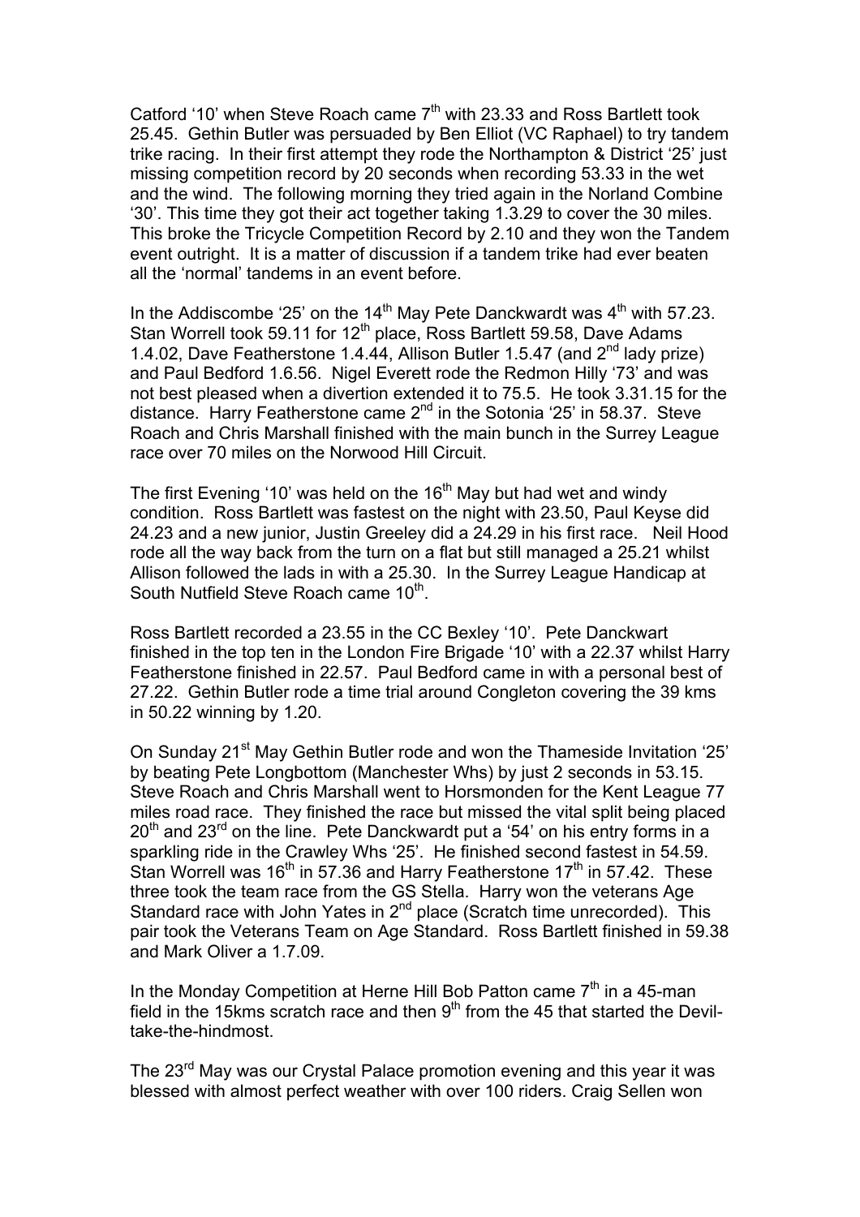Catford '10' when Steve Roach came 7th with 23.33 and Ross Bartlett took 25.45. Gethin Butler was persuaded by Ben Elliot (VC Raphael) to try tandem trike racing. In their first attempt they rode the Northampton & District '25' just missing competition record by 20 seconds when recording 53.33 in the wet and the wind. The following morning they tried again in the Norland Combine '30'. This time they got their act together taking 1.3.29 to cover the 30 miles. This broke the Tricycle Competition Record by 2.10 and they won the Tandem event outright. It is a matter of discussion if a tandem trike had ever beaten all the 'normal' tandems in an event before.

In the Addiscombe '25' on the 14th May Pete Danckwardt was 4th with 57.23. Stan Worrell took 59.11 for 12th place, Ross Bartlett 59.58, Dave Adams 1.4.02, Dave Featherstone 1.4.44, Allison Butler 1.5.47 (and 2nd lady prize) and Paul Bedford 1.6.56. Nigel Everett rode the Redmon Hilly '73' and was not best pleased when a divertion extended it to 75.5. He took 3.31.15 for the distance. Harry Featherstone came 2nd in the Sotonia '25' in 58.37. Steve Roach and Chris Marshall finished with the main bunch in the Surrey League race over 70 miles on the Norwood Hill Circuit.

The first Evening '10' was held on the 16th May but had wet and windy condition. Ross Bartlett was fastest on the night with 23.50, Paul Keyse did 24.23 and a new junior, Justin Greeley did a 24.29 in his first race. Neil Hood rode all the way back from the turn on a flat but still managed a 25.21 whilst Allison followed the lads in with a 25.30. In the Surrey League Handicap at South Nutfield Steve Roach came 10th.

Ross Bartlett recorded a 23.55 in the CC Bexley '10'. Pete Danckwart finished in the top ten in the London Fire Brigade '10' with a 22.37 whilst Harry Featherstone finished in 22.57. Paul Bedford came in with a personal best of 27.22. Gethin Butler rode a time trial around Congleton covering the 39 kms in 50.22 winning by 1.20.

On Sunday 21st May Gethin Butler rode and won the Thameside Invitation '25' by beating Pete Longbottom (Manchester Whs) by just 2 seconds in 53.15. Steve Roach and Chris Marshall went to Horsmonden for the Kent League 77 miles road race. They finished the race but missed the vital split being placed 20th and 23rd on the line. Pete Danckwardt put a '54' on his entry forms in a sparkling ride in the Crawley Whs '25'. He finished second fastest in 54.59. Stan Worrell was 16th in 57.36 and Harry Featherstone 17th in 57.42. These three took the team race from the GS Stella. Harry won the veterans Age Standard race with John Yates in 2nd place (Scratch time unrecorded). This pair took the Veterans Team on Age Standard. Ross Bartlett finished in 59.38 and Mark Oliver a 1.7.09.

In the Monday Competition at Herne Hill Bob Patton came 7th in a 45-man field in the 15kms scratch race and then 9th from the 45 that started the Devil-take-the-hindmost.

The 23rd May was our Crystal Palace promotion evening and this year it was blessed with almost perfect weather with over 100 riders. Craig Sellen won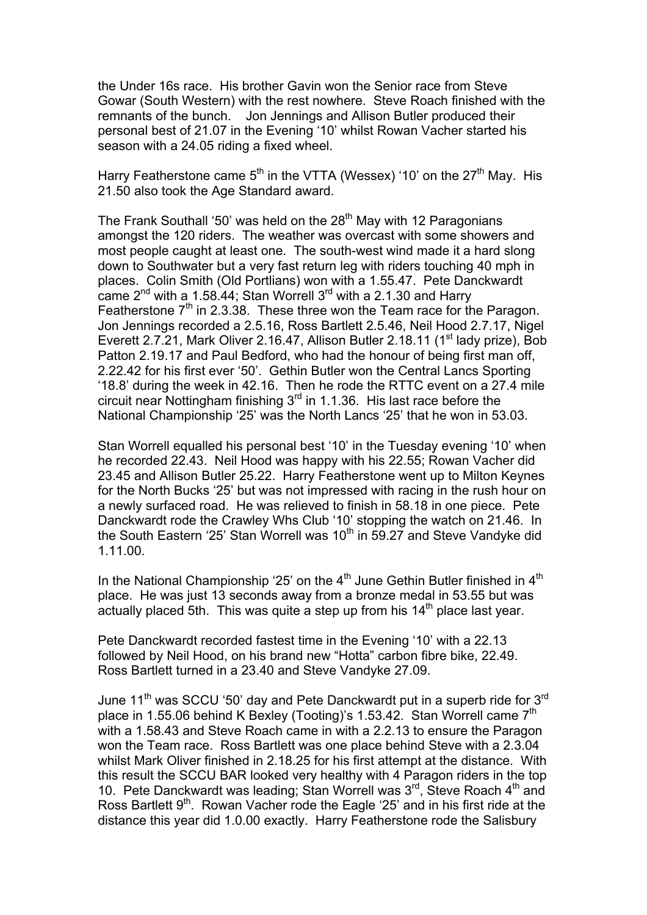the Under 16s race. His brother Gavin won the Senior race from Steve Gowar (South Western) with the rest nowhere. Steve Roach finished with the remnants of the bunch. Jon Jennings and Allison Butler produced their personal best of 21.07 in the Evening '10' whilst Rowan Vacher started his season with a 24.05 riding a fixed wheel.

Harry Featherstone came 5th in the VTTA (Wessex) '10' on the 27th May. His 21.50 also took the Age Standard award.

The Frank Southall '50' was held on the 28th May with 12 Paragonians amongst the 120 riders. The weather was overcast with some showers and most people caught at least one. The south-west wind made it a hard slong down to Southwater but a very fast return leg with riders touching 40 mph in places. Colin Smith (Old Portlians) won with a 1.55.47. Pete Danckwardt came 2nd with a 1.58.44; Stan Worrell 3rd with a 2.1.30 and Harry Featherstone 7th in 2.3.38. These three won the Team race for the Paragon. Jon Jennings recorded a 2.5.16, Ross Bartlett 2.5.46, Neil Hood 2.7.17, Nigel Everett 2.7.21, Mark Oliver 2.16.47, Allison Butler 2.18.11 (1st lady prize), Bob Patton 2.19.17 and Paul Bedford, who had the honour of being first man off, 2.22.42 for his first ever '50'. Gethin Butler won the Central Lancs Sporting '18.8' during the week in 42.16. Then he rode the RTTC event on a 27.4 mile circuit near Nottingham finishing 3rd in 1.1.36. His last race before the National Championship '25' was the North Lancs '25' that he won in 53.03.

Stan Worrell equalled his personal best '10' in the Tuesday evening '10' when he recorded 22.43. Neil Hood was happy with his 22.55; Rowan Vacher did 23.45 and Allison Butler 25.22. Harry Featherstone went up to Milton Keynes for the North Bucks '25' but was not impressed with racing in the rush hour on a newly surfaced road. He was relieved to finish in 58.18 in one piece. Pete Danckwardt rode the Crawley Whs Club '10' stopping the watch on 21.46. In the South Eastern '25' Stan Worrell was 10th in 59.27 and Steve Vandyke did 1.11.00.

In the National Championship '25' on the 4th June Gethin Butler finished in 4th place. He was just 13 seconds away from a bronze medal in 53.55 but was actually placed 5th. This was quite a step up from his 14th place last year.

Pete Danckwardt recorded fastest time in the Evening '10' with a 22.13 followed by Neil Hood, on his brand new "Hotta" carbon fibre bike, 22.49. Ross Bartlett turned in a 23.40 and Steve Vandyke 27.09.

June 11th was SCCU '50' day and Pete Danckwardt put in a superb ride for 3rd place in 1.55.06 behind K Bexley (Tooting)'s 1.53.42. Stan Worrell came 7th with a 1.58.43 and Steve Roach came in with a 2.2.13 to ensure the Paragon won the Team race. Ross Bartlett was one place behind Steve with a 2.3.04 whilst Mark Oliver finished in 2.18.25 for his first attempt at the distance. With this result the SCCU BAR looked very healthy with 4 Paragon riders in the top 10. Pete Danckwardt was leading; Stan Worrell was 3rd, Steve Roach 4th and Ross Bartlett 9th. Rowan Vacher rode the Eagle '25' and in his first ride at the distance this year did 1.0.00 exactly. Harry Featherstone rode the Salisbury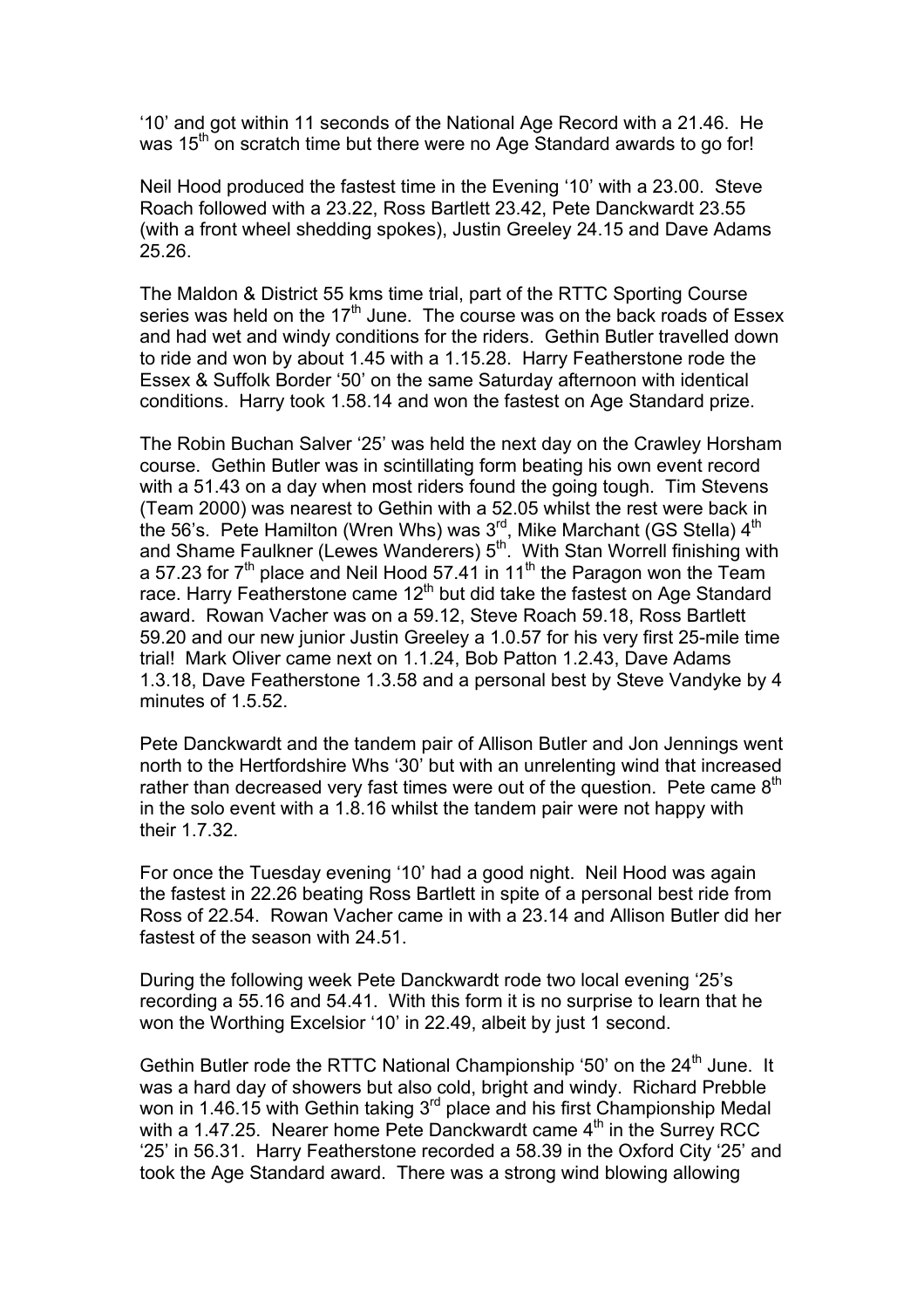'10' and got within 11 seconds of the National Age Record with a 21.46. He was 15th on scratch time but there were no Age Standard awards to go for!

Neil Hood produced the fastest time in the Evening '10' with a 23.00. Steve Roach followed with a 23.22, Ross Bartlett 23.42, Pete Danckwardt 23.55 (with a front wheel shedding spokes), Justin Greeley 24.15 and Dave Adams 25.26.

The Maldon & District 55 kms time trial, part of the RTTC Sporting Course series was held on the 17th June. The course was on the back roads of Essex and had wet and windy conditions for the riders. Gethin Butler travelled down to ride and won by about 1.45 with a 1.15.28. Harry Featherstone rode the Essex & Suffolk Border '50' on the same Saturday afternoon with identical conditions. Harry took 1.58.14 and won the fastest on Age Standard prize.

The Robin Buchan Salver '25' was held the next day on the Crawley Horsham course. Gethin Butler was in scintillating form beating his own event record with a 51.43 on a day when most riders found the going tough. Tim Stevens (Team 2000) was nearest to Gethin with a 52.05 whilst the rest were back in the 56's. Pete Hamilton (Wren Whs) was 3rd, Mike Marchant (GS Stella) 4th and Shame Faulkner (Lewes Wanderers) 5th. With Stan Worrell finishing with a 57.23 for 7th place and Neil Hood 57.41 in 11th the Paragon won the Team race. Harry Featherstone came 12th but did take the fastest on Age Standard award. Rowan Vacher was on a 59.12, Steve Roach 59.18, Ross Bartlett 59.20 and our new junior Justin Greeley a 1.0.57 for his very first 25-mile time trial! Mark Oliver came next on 1.1.24, Bob Patton 1.2.43, Dave Adams 1.3.18, Dave Featherstone 1.3.58 and a personal best by Steve Vandyke by 4 minutes of 1.5.52.

Pete Danckwardt and the tandem pair of Allison Butler and Jon Jennings went north to the Hertfordshire Whs '30' but with an unrelenting wind that increased rather than decreased very fast times were out of the question. Pete came 8th in the solo event with a 1.8.16 whilst the tandem pair were not happy with their 1.7.32.

For once the Tuesday evening '10' had a good night. Neil Hood was again the fastest in 22.26 beating Ross Bartlett in spite of a personal best ride from Ross of 22.54. Rowan Vacher came in with a 23.14 and Allison Butler did her fastest of the season with 24.51.

During the following week Pete Danckwardt rode two local evening '25's recording a 55.16 and 54.41. With this form it is no surprise to learn that he won the Worthing Excelsior '10' in 22.49, albeit by just 1 second.

Gethin Butler rode the RTTC National Championship '50' on the 24th June. It was a hard day of showers but also cold, bright and windy. Richard Prebble won in 1.46.15 with Gethin taking 3rd place and his first Championship Medal with a 1.47.25. Nearer home Pete Danckwardt came 4th in the Surrey RCC '25' in 56.31. Harry Featherstone recorded a 58.39 in the Oxford City '25' and took the Age Standard award. There was a strong wind blowing allowing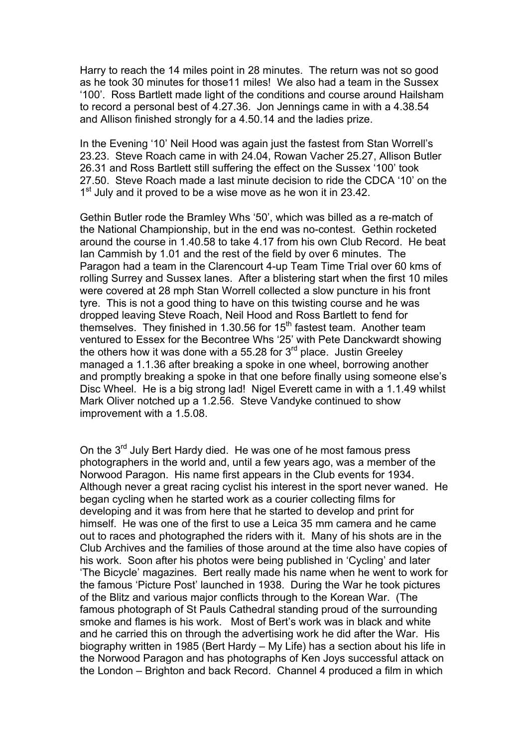Harry to reach the 14 miles point in 28 minutes. The return was not so good as he took 30 minutes for those11 miles! We also had a team in the Sussex '100'. Ross Bartlett made light of the conditions and course around Hailsham to record a personal best of 4.27.36. Jon Jennings came in with a 4.38.54 and Allison finished strongly for a 4.50.14 and the ladies prize.

In the Evening '10' Neil Hood was again just the fastest from Stan Worrell's 23.23. Steve Roach came in with 24.04, Rowan Vacher 25.27, Allison Butler 26.31 and Ross Bartlett still suffering the effect on the Sussex '100' took 27.50. Steve Roach made a last minute decision to ride the CDCA '10' on the 1st July and it proved to be a wise move as he won it in 23.42.

Gethin Butler rode the Bramley Whs '50', which was billed as a re-match of the National Championship, but in the end was no-contest. Gethin rocketed around the course in 1.40.58 to take 4.17 from his own Club Record. He beat Ian Cammish by 1.01 and the rest of the field by over 6 minutes. The Paragon had a team in the Clarencourt 4-up Team Time Trial over 60 kms of rolling Surrey and Sussex lanes. After a blistering start when the first 10 miles were covered at 28 mph Stan Worrell collected a slow puncture in his front tyre. This is not a good thing to have on this twisting course and he was dropped leaving Steve Roach, Neil Hood and Ross Bartlett to fend for themselves. They finished in 1.30.56 for 15th fastest team. Another team ventured to Essex for the Becontree Whs '25' with Pete Danckwardt showing the others how it was done with a 55.28 for 3rd place. Justin Greeley managed a 1.1.36 after breaking a spoke in one wheel, borrowing another and promptly breaking a spoke in that one before finally using someone else's Disc Wheel. He is a big strong lad! Nigel Everett came in with a 1.1.49 whilst Mark Oliver notched up a 1.2.56. Steve Vandyke continued to show improvement with a 1.5.08.

On the 3rd July Bert Hardy died. He was one of he most famous press photographers in the world and, until a few years ago, was a member of the Norwood Paragon. His name first appears in the Club events for 1934. Although never a great racing cyclist his interest in the sport never waned. He began cycling when he started work as a courier collecting films for developing and it was from here that he started to develop and print for himself. He was one of the first to use a Leica 35 mm camera and he came out to races and photographed the riders with it. Many of his shots are in the Club Archives and the families of those around at the time also have copies of his work. Soon after his photos were being published in 'Cycling' and later 'The Bicycle' magazines. Bert really made his name when he went to work for the famous 'Picture Post' launched in 1938. During the War he took pictures of the Blitz and various major conflicts through to the Korean War. (The famous photograph of St Pauls Cathedral standing proud of the surrounding smoke and flames is his work. Most of Bert's work was in black and white and he carried this on through the advertising work he did after the War. His biography written in 1985 (Bert Hardy – My Life) has a section about his life in the Norwood Paragon and has photographs of Ken Joys successful attack on the London – Brighton and back Record. Channel 4 produced a film in which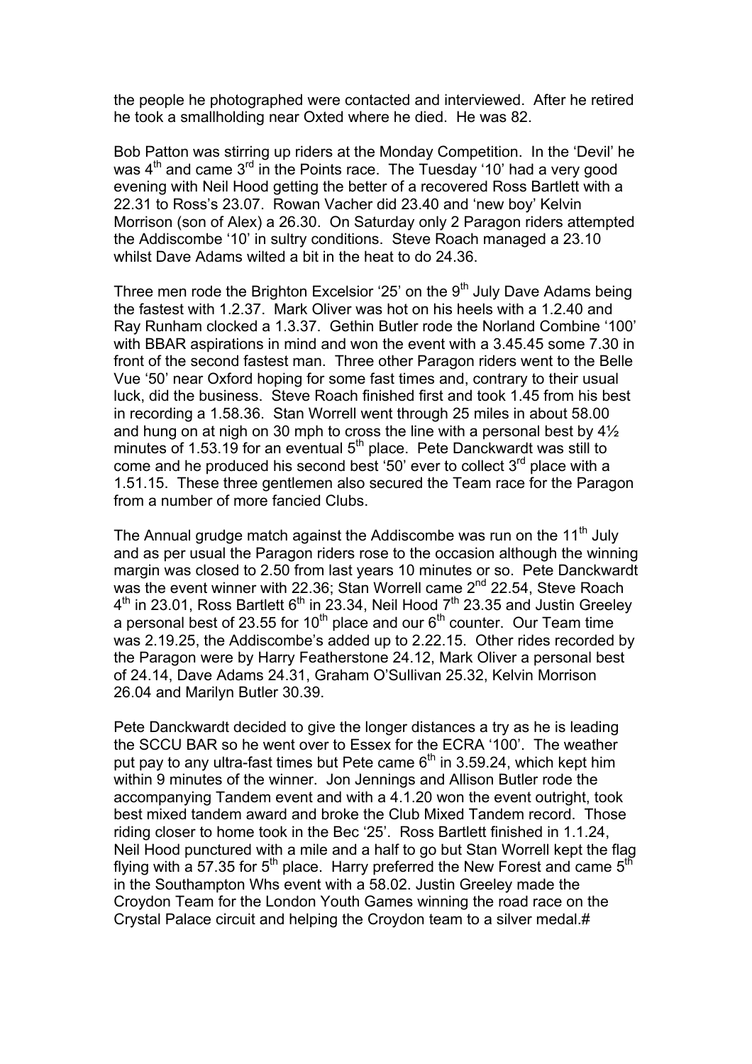the people he photographed were contacted and interviewed. After he retired he took a smallholding near Oxted where he died. He was 82.

Bob Patton was stirring up riders at the Monday Competition. In the 'Devil' he was 4th and came 3rd in the Points race. The Tuesday '10' had a very good evening with Neil Hood getting the better of a recovered Ross Bartlett with a 22.31 to Ross's 23.07. Rowan Vacher did 23.40 and 'new boy' Kelvin Morrison (son of Alex) a 26.30. On Saturday only 2 Paragon riders attempted the Addiscombe '10' in sultry conditions. Steve Roach managed a 23.10 whilst Dave Adams wilted a bit in the heat to do 24.36.

Three men rode the Brighton Excelsior '25' on the 9th July Dave Adams being the fastest with 1.2.37. Mark Oliver was hot on his heels with a 1.2.40 and Ray Runham clocked a 1.3.37. Gethin Butler rode the Norland Combine '100' with BBAR aspirations in mind and won the event with a 3.45.45 some 7.30 in front of the second fastest man. Three other Paragon riders went to the Belle Vue '50' near Oxford hoping for some fast times and, contrary to their usual luck, did the business. Steve Roach finished first and took 1.45 from his best in recording a 1.58.36. Stan Worrell went through 25 miles in about 58.00 and hung on at nigh on 30 mph to cross the line with a personal best by 4½ minutes of 1.53.19 for an eventual 5th place. Pete Danckwardt was still to come and he produced his second best '50' ever to collect 3rd place with a 1.51.15. These three gentlemen also secured the Team race for the Paragon from a number of more fancied Clubs.

The Annual grudge match against the Addiscombe was run on the 11th July and as per usual the Paragon riders rose to the occasion although the winning margin was closed to 2.50 from last years 10 minutes or so. Pete Danckwardt was the event winner with 22.36; Stan Worrell came 2nd 22.54, Steve Roach 4th in 23.01, Ross Bartlett 6th in 23.34, Neil Hood 7th 23.35 and Justin Greeley a personal best of 23.55 for 10th place and our 6th counter. Our Team time was 2.19.25, the Addiscombe's added up to 2.22.15. Other rides recorded by the Paragon were by Harry Featherstone 24.12, Mark Oliver a personal best of 24.14, Dave Adams 24.31, Graham O'Sullivan 25.32, Kelvin Morrison 26.04 and Marilyn Butler 30.39.

Pete Danckwardt decided to give the longer distances a try as he is leading the SCCU BAR so he went over to Essex for the ECRA '100'. The weather put pay to any ultra-fast times but Pete came 6th in 3.59.24, which kept him within 9 minutes of the winner. Jon Jennings and Allison Butler rode the accompanying Tandem event and with a 4.1.20 won the event outright, took best mixed tandem award and broke the Club Mixed Tandem record. Those riding closer to home took in the Bec '25'. Ross Bartlett finished in 1.1.24, Neil Hood punctured with a mile and a half to go but Stan Worrell kept the flag flying with a 57.35 for 5th place. Harry preferred the New Forest and came 5th in the Southampton Whs event with a 58.02. Justin Greeley made the Croydon Team for the London Youth Games winning the road race on the Crystal Palace circuit and helping the Croydon team to a silver medal.#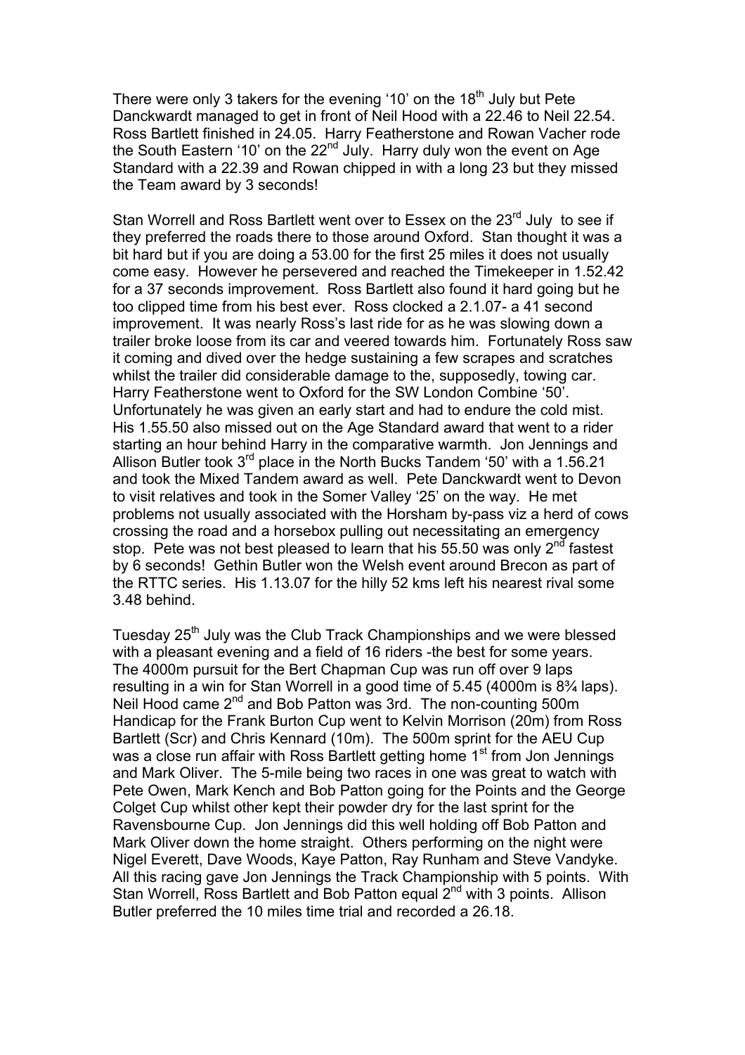There were only 3 takers for the evening '10' on the 18th July but Pete Danckwardt managed to get in front of Neil Hood with a 22.46 to Neil 22.54. Ross Bartlett finished in 24.05. Harry Featherstone and Rowan Vacher rode the South Eastern '10' on the 22nd July. Harry duly won the event on Age Standard with a 22.39 and Rowan chipped in with a long 23 but they missed the Team award by 3 seconds!

Stan Worrell and Ross Bartlett went over to Essex on the 23rd July to see if they preferred the roads there to those around Oxford. Stan thought it was a bit hard but if you are doing a 53.00 for the first 25 miles it does not usually come easy. However he persevered and reached the Timekeeper in 1.52.42 for a 37 seconds improvement. Ross Bartlett also found it hard going but he too clipped time from his best ever. Ross clocked a 2.1.07- a 41 second improvement. It was nearly Ross's last ride for as he was slowing down a trailer broke loose from its car and veered towards him. Fortunately Ross saw it coming and dived over the hedge sustaining a few scrapes and scratches whilst the trailer did considerable damage to the, supposedly, towing car. Harry Featherstone went to Oxford for the SW London Combine '50'. Unfortunately he was given an early start and had to endure the cold mist. His 1.55.50 also missed out on the Age Standard award that went to a rider starting an hour behind Harry in the comparative warmth. Jon Jennings and Allison Butler took 3rd place in the North Bucks Tandem '50' with a 1.56.21 and took the Mixed Tandem award as well. Pete Danckwardt went to Devon to visit relatives and took in the Somer Valley '25' on the way. He met problems not usually associated with the Horsham by-pass viz a herd of cows crossing the road and a horsebox pulling out necessitating an emergency stop. Pete was not best pleased to learn that his 55.50 was only 2nd fastest by 6 seconds! Gethin Butler won the Welsh event around Brecon as part of the RTTC series. His 1.13.07 for the hilly 52 kms left his nearest rival some 3.48 behind.

Tuesday 25th July was the Club Track Championships and we were blessed with a pleasant evening and a field of 16 riders -the best for some years. The 4000m pursuit for the Bert Chapman Cup was run off over 9 laps resulting in a win for Stan Worrell in a good time of 5.45 (4000m is 8¾ laps). Neil Hood came 2nd and Bob Patton was 3rd. The non-counting 500m Handicap for the Frank Burton Cup went to Kelvin Morrison (20m) from Ross Bartlett (Scr) and Chris Kennard (10m). The 500m sprint for the AEU Cup was a close run affair with Ross Bartlett getting home 1st from Jon Jennings and Mark Oliver. The 5-mile being two races in one was great to watch with Pete Owen, Mark Kench and Bob Patton going for the Points and the George Colget Cup whilst other kept their powder dry for the last sprint for the Ravensbourne Cup. Jon Jennings did this well holding off Bob Patton and Mark Oliver down the home straight. Others performing on the night were Nigel Everett, Dave Woods, Kaye Patton, Ray Runham and Steve Vandyke. All this racing gave Jon Jennings the Track Championship with 5 points. With Stan Worrell, Ross Bartlett and Bob Patton equal 2nd with 3 points. Allison Butler preferred the 10 miles time trial and recorded a 26.18.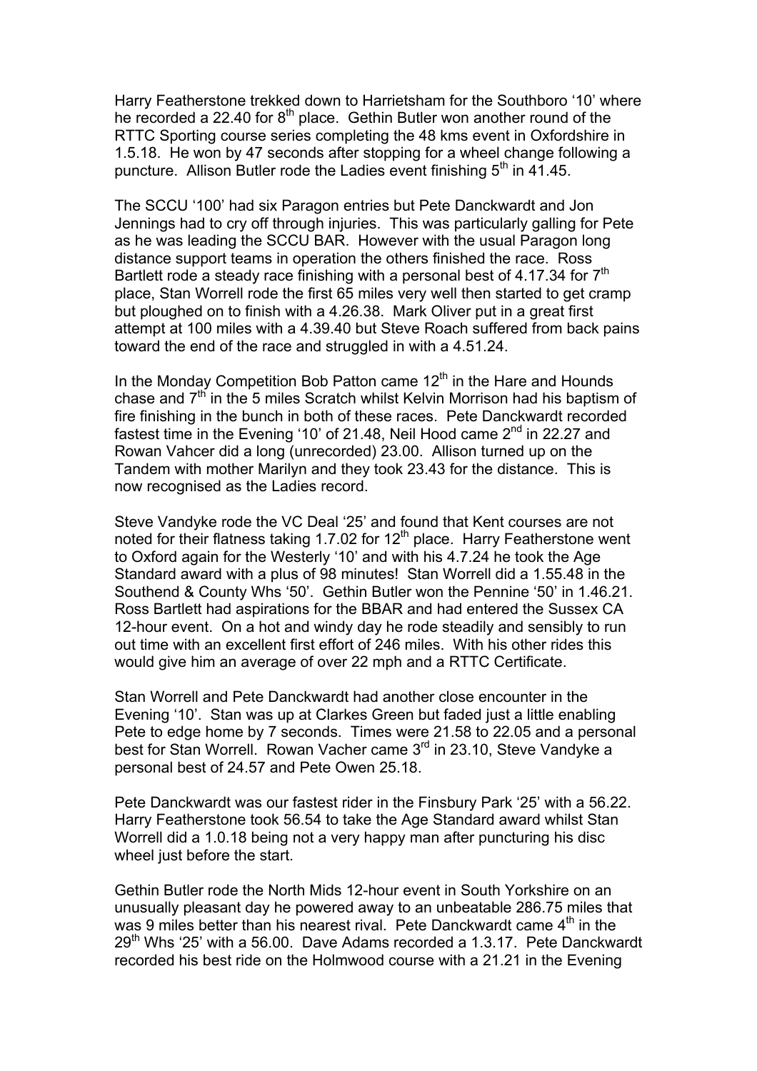Harry Featherstone trekked down to Harrietsham for the Southboro '10' where he recorded a 22.40 for 8th place. Gethin Butler won another round of the RTTC Sporting course series completing the 48 kms event in Oxfordshire in 1.5.18. He won by 47 seconds after stopping for a wheel change following a puncture. Allison Butler rode the Ladies event finishing 5th in 41.45.

The SCCU '100' had six Paragon entries but Pete Danckwardt and Jon Jennings had to cry off through injuries. This was particularly galling for Pete as he was leading the SCCU BAR. However with the usual Paragon long distance support teams in operation the others finished the race. Ross Bartlett rode a steady race finishing with a personal best of 4.17.34 for 7th place, Stan Worrell rode the first 65 miles very well then started to get cramp but ploughed on to finish with a 4.26.38. Mark Oliver put in a great first attempt at 100 miles with a 4.39.40 but Steve Roach suffered from back pains toward the end of the race and struggled in with a 4.51.24.

In the Monday Competition Bob Patton came 12th in the Hare and Hounds chase and 7th in the 5 miles Scratch whilst Kelvin Morrison had his baptism of fire finishing in the bunch in both of these races. Pete Danckwardt recorded fastest time in the Evening '10' of 21.48, Neil Hood came 2nd in 22.27 and Rowan Vahcer did a long (unrecorded) 23.00. Allison turned up on the Tandem with mother Marilyn and they took 23.43 for the distance. This is now recognised as the Ladies record.

Steve Vandyke rode the VC Deal '25' and found that Kent courses are not noted for their flatness taking 1.7.02 for 12th place. Harry Featherstone went to Oxford again for the Westerly '10' and with his 4.7.24 he took the Age Standard award with a plus of 98 minutes! Stan Worrell did a 1.55.48 in the Southend & County Whs '50'. Gethin Butler won the Pennine '50' in 1.46.21. Ross Bartlett had aspirations for the BBAR and had entered the Sussex CA 12-hour event. On a hot and windy day he rode steadily and sensibly to run out time with an excellent first effort of 246 miles. With his other rides this would give him an average of over 22 mph and a RTTC Certificate.

Stan Worrell and Pete Danckwardt had another close encounter in the Evening '10'. Stan was up at Clarkes Green but faded just a little enabling Pete to edge home by 7 seconds. Times were 21.58 to 22.05 and a personal best for Stan Worrell. Rowan Vacher came 3rd in 23.10, Steve Vandyke a personal best of 24.57 and Pete Owen 25.18.

Pete Danckwardt was our fastest rider in the Finsbury Park '25' with a 56.22. Harry Featherstone took 56.54 to take the Age Standard award whilst Stan Worrell did a 1.0.18 being not a very happy man after puncturing his disc wheel just before the start.

Gethin Butler rode the North Mids 12-hour event in South Yorkshire on an unusually pleasant day he powered away to an unbeatable 286.75 miles that was 9 miles better than his nearest rival. Pete Danckwardt came 4th in the 29th Whs '25' with a 56.00. Dave Adams recorded a 1.3.17. Pete Danckwardt recorded his best ride on the Holmwood course with a 21.21 in the Evening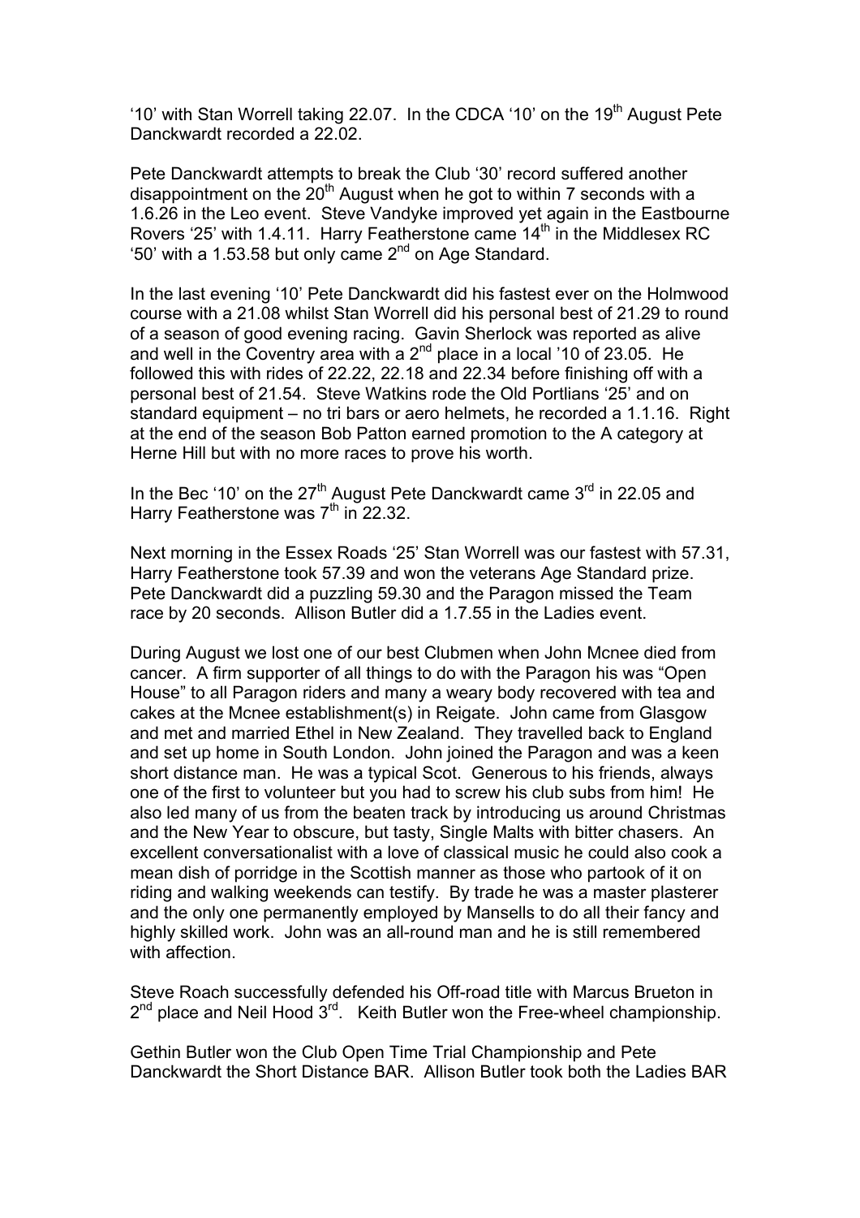'10' with Stan Worrell taking 22.07. In the CDCA '10' on the 19th August Pete Danckwardt recorded a 22.02.

Pete Danckwardt attempts to break the Club '30' record suffered another disappointment on the 20th August when he got to within 7 seconds with a 1.6.26 in the Leo event. Steve Vandyke improved yet again in the Eastbourne Rovers '25' with 1.4.11. Harry Featherstone came 14th in the Middlesex RC '50' with a 1.53.58 but only came 2nd on Age Standard.

In the last evening '10' Pete Danckwardt did his fastest ever on the Holmwood course with a 21.08 whilst Stan Worrell did his personal best of 21.29 to round of a season of good evening racing. Gavin Sherlock was reported as alive and well in the Coventry area with a 2nd place in a local '10 of 23.05. He followed this with rides of 22.22, 22.18 and 22.34 before finishing off with a personal best of 21.54. Steve Watkins rode the Old Portlians '25' and on standard equipment – no tri bars or aero helmets, he recorded a 1.1.16. Right at the end of the season Bob Patton earned promotion to the A category at Herne Hill but with no more races to prove his worth.

In the Bec '10' on the 27th August Pete Danckwardt came 3rd in 22.05 and Harry Featherstone was 7th in 22.32.

Next morning in the Essex Roads '25' Stan Worrell was our fastest with 57.31, Harry Featherstone took 57.39 and won the veterans Age Standard prize. Pete Danckwardt did a puzzling 59.30 and the Paragon missed the Team race by 20 seconds. Allison Butler did a 1.7.55 in the Ladies event.

During August we lost one of our best Clubmen when John Mcnee died from cancer. A firm supporter of all things to do with the Paragon his was "Open House" to all Paragon riders and many a weary body recovered with tea and cakes at the Mcnee establishment(s) in Reigate. John came from Glasgow and met and married Ethel in New Zealand. They travelled back to England and set up home in South London. John joined the Paragon and was a keen short distance man. He was a typical Scot. Generous to his friends, always one of the first to volunteer but you had to screw his club subs from him! He also led many of us from the beaten track by introducing us around Christmas and the New Year to obscure, but tasty, Single Malts with bitter chasers. An excellent conversationalist with a love of classical music he could also cook a mean dish of porridge in the Scottish manner as those who partook of it on riding and walking weekends can testify. By trade he was a master plasterer and the only one permanently employed by Mansells to do all their fancy and highly skilled work. John was an all-round man and he is still remembered with affection.

Steve Roach successfully defended his Off-road title with Marcus Brueton in 2nd place and Neil Hood 3rd. Keith Butler won the Free-wheel championship.

Gethin Butler won the Club Open Time Trial Championship and Pete Danckwardt the Short Distance BAR. Allison Butler took both the Ladies BAR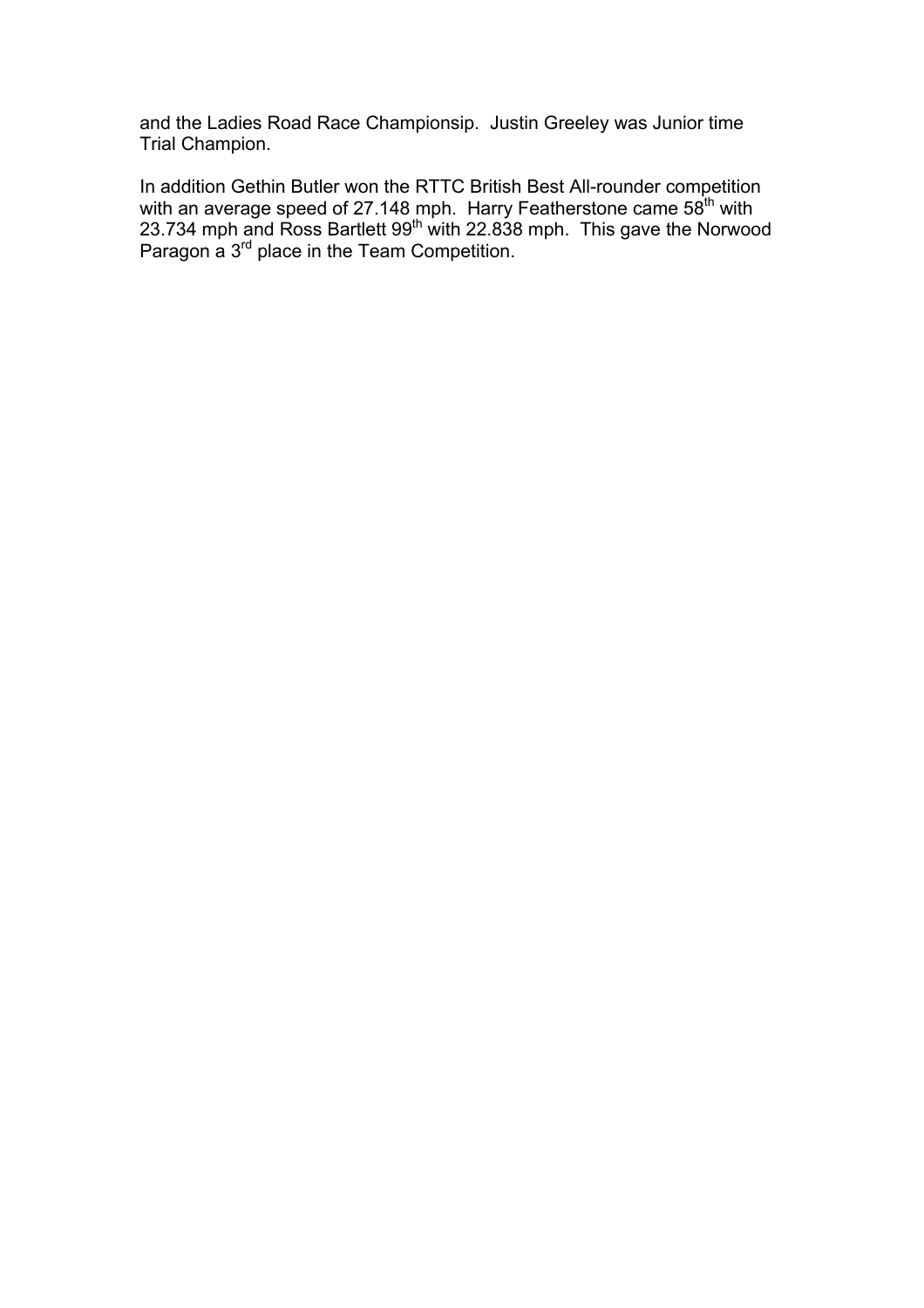and the Ladies Road Race Championsip. Justin Greeley was Junior time Trial Champion.

In addition Gethin Butler won the RTTC British Best All-rounder competition with an average speed of 27.148 mph. Harry Featherstone came 58th with 23.734 mph and Ross Bartlett 99th with 22.838 mph. This gave the Norwood Paragon a 3rd place in the Team Competition.